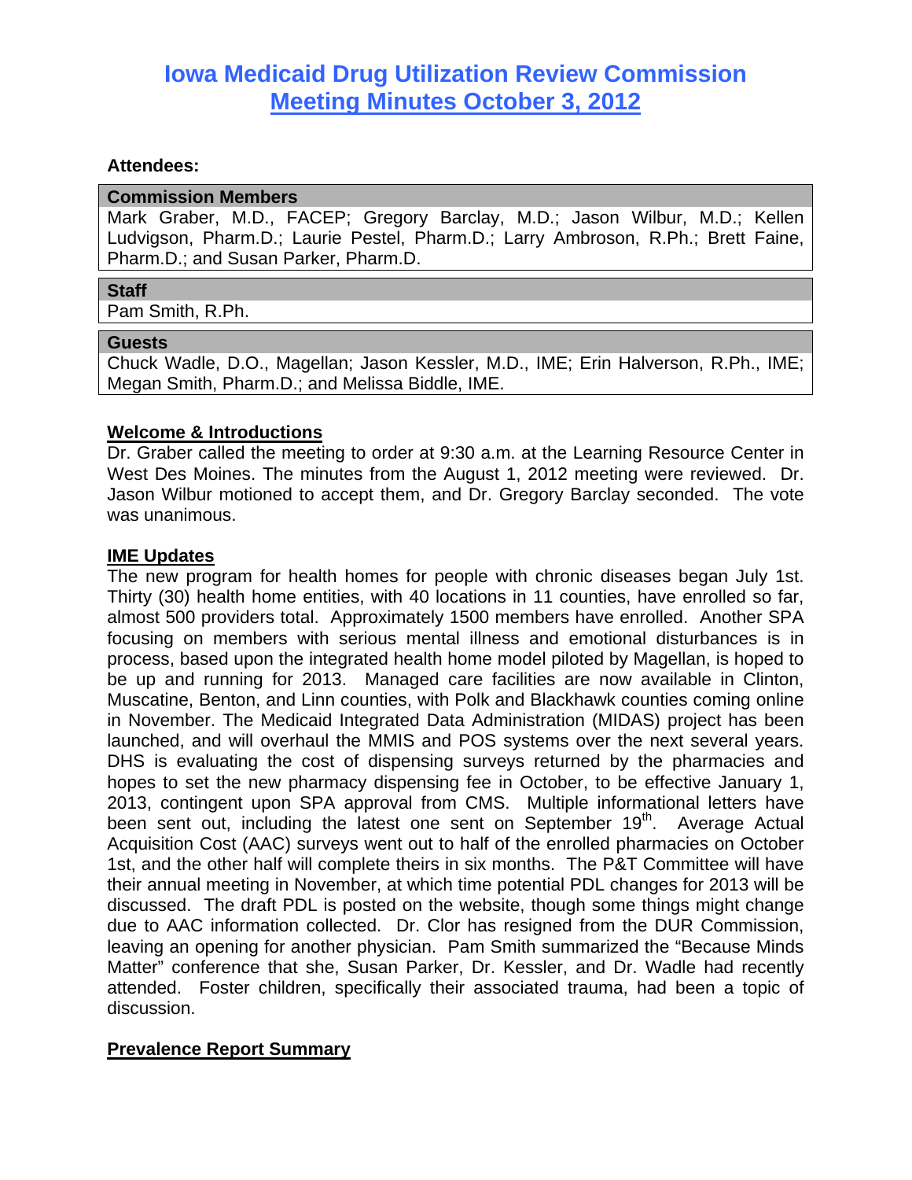# Iowa Medicaid Drug Utilization Review Commission
# Meeting Minutes October 3, 2012

**Attendees:**

| **Commission Members** |
|---|
| Mark Graber, M.D., FACEP; Gregory Barclay, M.D.; Jason Wilbur, M.D.; Kellen Ludvigson, Pharm.D.; Laurie Pestel, Pharm.D.; Larry Ambroson, R.Ph.; Brett Faine, Pharm.D.; and Susan Parker, Pharm.D. |

| **Staff** |
|---|
| Pam Smith, R.Ph. |

| **Guests** |
|---|
| Chuck Wadle, D.O., Magellan; Jason Kessler, M.D., IME; Erin Halverson, R.Ph., IME; Megan Smith, Pharm.D.; and Melissa Biddle, IME. |

## Welcome & Introductions

Dr. Graber called the meeting to order at 9:30 a.m. at the Learning Resource Center in West Des Moines. The minutes from the August 1, 2012 meeting were reviewed. Dr. Jason Wilbur motioned to accept them, and Dr. Gregory Barclay seconded. The vote was unanimous.

## IME Updates

The new program for health homes for people with chronic diseases began July 1st. Thirty (30) health home entities, with 40 locations in 11 counties, have enrolled so far, almost 500 providers total. Approximately 1500 members have enrolled. Another SPA focusing on members with serious mental illness and emotional disturbances is in process, based upon the integrated health home model piloted by Magellan, is hoped to be up and running for 2013. Managed care facilities are now available in Clinton, Muscatine, Benton, and Linn counties, with Polk and Blackhawk counties coming online in November. The Medicaid Integrated Data Administration (MIDAS) project has been launched, and will overhaul the MMIS and POS systems over the next several years. DHS is evaluating the cost of dispensing surveys returned by the pharmacies and hopes to set the new pharmacy dispensing fee in October, to be effective January 1, 2013, contingent upon SPA approval from CMS. Multiple informational letters have been sent out, including the latest one sent on September 19th. Average Actual Acquisition Cost (AAC) surveys went out to half of the enrolled pharmacies on October 1st, and the other half will complete theirs in six months. The P&T Committee will have their annual meeting in November, at which time potential PDL changes for 2013 will be discussed. The draft PDL is posted on the website, though some things might change due to AAC information collected. Dr. Clor has resigned from the DUR Commission, leaving an opening for another physician. Pam Smith summarized the "Because Minds Matter" conference that she, Susan Parker, Dr. Kessler, and Dr. Wadle had recently attended. Foster children, specifically their associated trauma, had been a topic of discussion.

## Prevalence Report Summary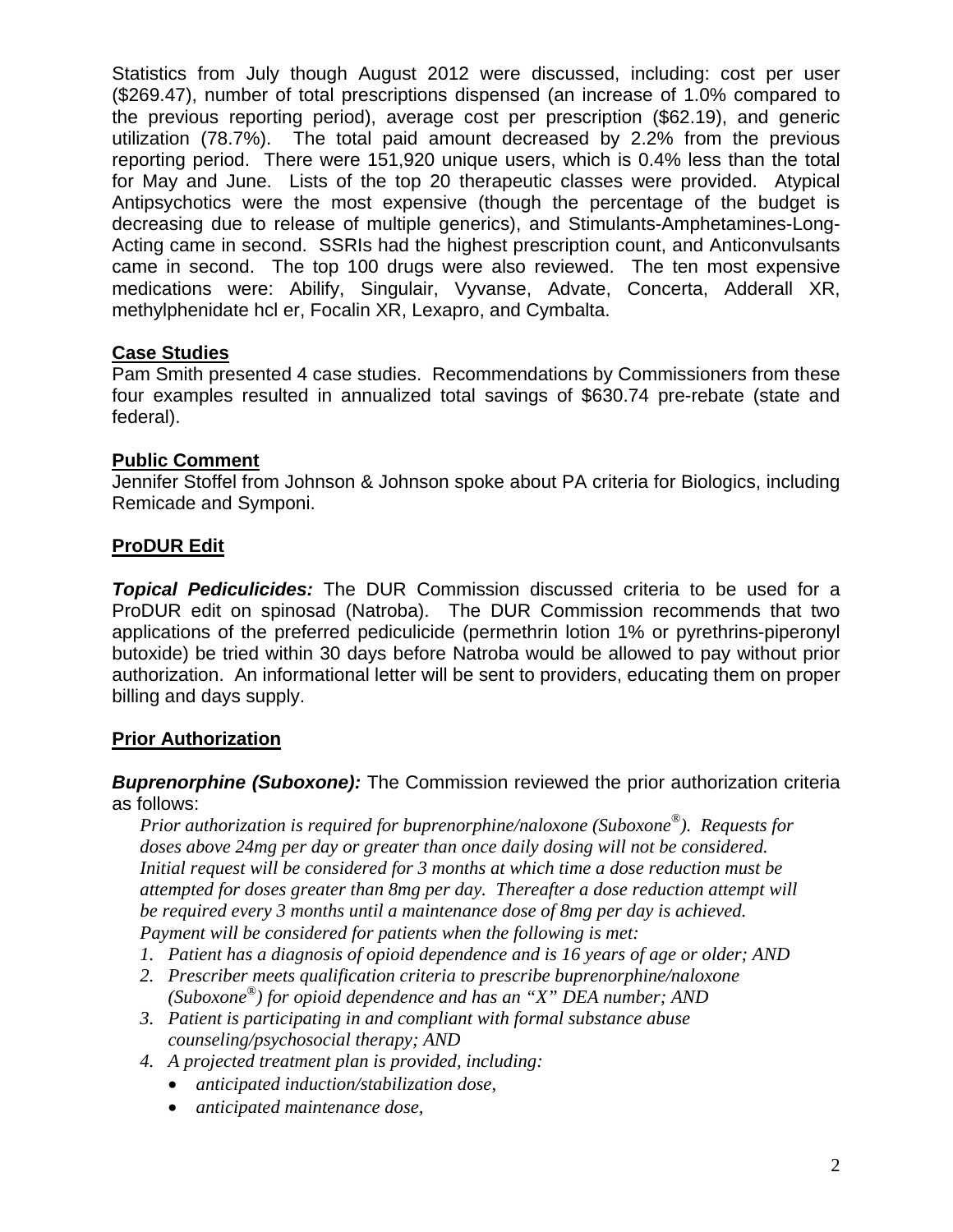Statistics from July though August 2012 were discussed, including: cost per user ($269.47), number of total prescriptions dispensed (an increase of 1.0% compared to the previous reporting period), average cost per prescription ($62.19), and generic utilization (78.7%). The total paid amount decreased by 2.2% from the previous reporting period. There were 151,920 unique users, which is 0.4% less than the total for May and June. Lists of the top 20 therapeutic classes were provided. Atypical Antipsychotics were the most expensive (though the percentage of the budget is decreasing due to release of multiple generics), and Stimulants-Amphetamines-Long-Acting came in second. SSRIs had the highest prescription count, and Anticonvulsants came in second. The top 100 drugs were also reviewed. The ten most expensive medications were: Abilify, Singulair, Vyvanse, Advate, Concerta, Adderall XR, methylphenidate hcl er, Focalin XR, Lexapro, and Cymbalta.

**Case Studies**

Pam Smith presented 4 case studies. Recommendations by Commissioners from these four examples resulted in annualized total savings of $630.74 pre-rebate (state and federal).

**Public Comment**

Jennifer Stoffel from Johnson & Johnson spoke about PA criteria for Biologics, including Remicade and Symponi.

**ProDUR Edit**

***Topical Pediculicides:*** The DUR Commission discussed criteria to be used for a ProDUR edit on spinosad (Natroba). The DUR Commission recommends that two applications of the preferred pediculicide (permethrin lotion 1% or pyrethrins-piperonyl butoxide) be tried within 30 days before Natroba would be allowed to pay without prior authorization. An informational letter will be sent to providers, educating them on proper billing and days supply.

**Prior Authorization**

***Buprenorphine (Suboxone):*** The Commission reviewed the prior authorization criteria as follows:

*Prior authorization is required for buprenorphine/naloxone (Suboxone®). Requests for doses above 24mg per day or greater than once daily dosing will not be considered. Initial request will be considered for 3 months at which time a dose reduction must be attempted for doses greater than 8mg per day. Thereafter a dose reduction attempt will be required every 3 months until a maintenance dose of 8mg per day is achieved. Payment will be considered for patients when the following is met:*

1. *Patient has a diagnosis of opioid dependence and is 16 years of age or older; AND*
2. *Prescriber meets qualification criteria to prescribe buprenorphine/naloxone (Suboxone®) for opioid dependence and has an "X" DEA number; AND*
3. *Patient is participating in and compliant with formal substance abuse counseling/psychosocial therapy; AND*
4. *A projected treatment plan is provided, including:*
   - *anticipated induction/stabilization dose,*
   - *anticipated maintenance dose,*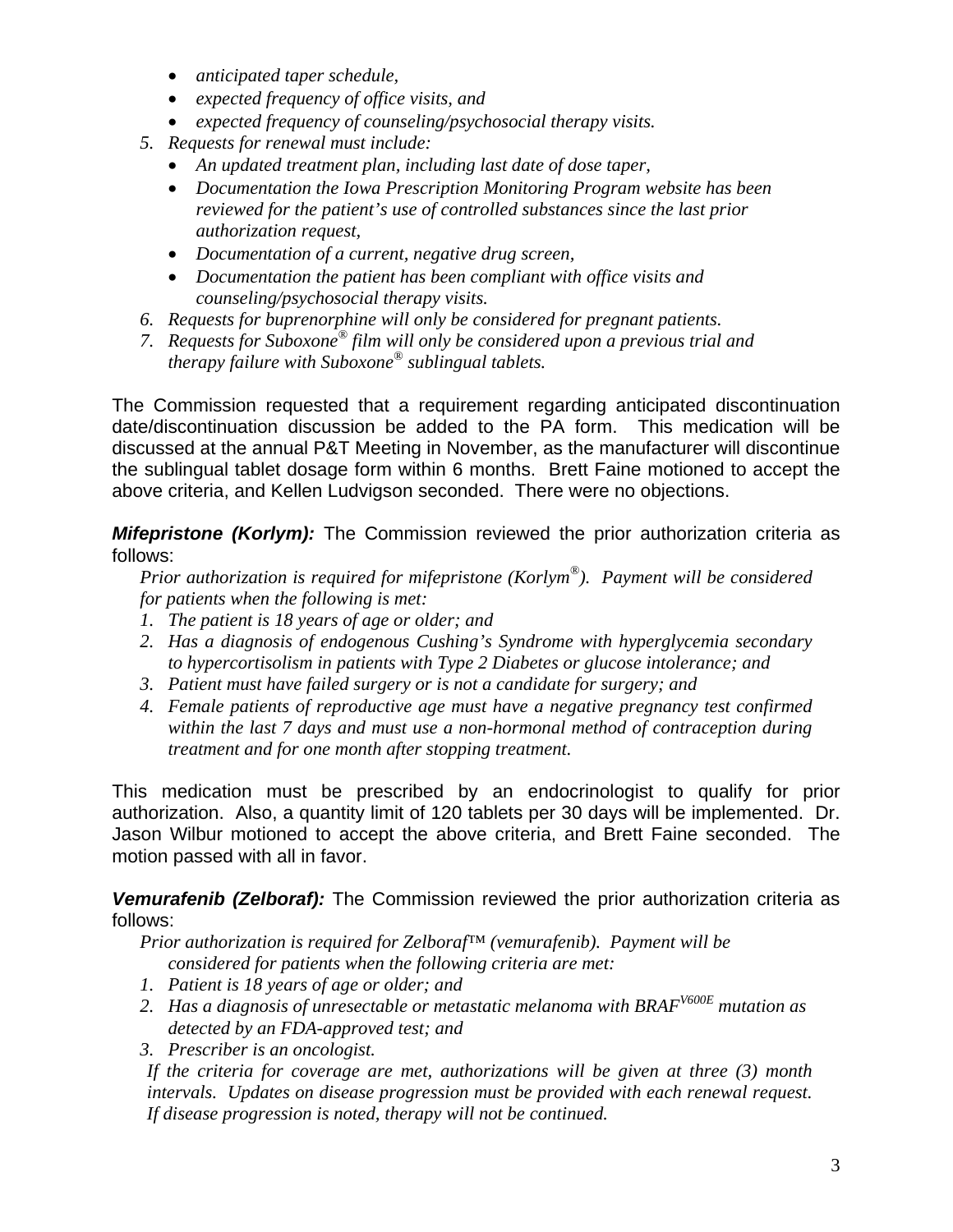- *anticipated taper schedule,*
- *expected frequency of office visits, and*
- *expected frequency of counseling/psychosocial therapy visits.*

5. *Requests for renewal must include:*
   - *An updated treatment plan, including last date of dose taper,*
   - *Documentation the Iowa Prescription Monitoring Program website has been reviewed for the patient's use of controlled substances since the last prior authorization request,*
   - *Documentation of a current, negative drug screen,*
   - *Documentation the patient has been compliant with office visits and counseling/psychosocial therapy visits.*
6. *Requests for buprenorphine will only be considered for pregnant patients.*
7. *Requests for Suboxone® film will only be considered upon a previous trial and therapy failure with Suboxone® sublingual tablets.*

The Commission requested that a requirement regarding anticipated discontinuation date/discontinuation discussion be added to the PA form. This medication will be discussed at the annual P&T Meeting in November, as the manufacturer will discontinue the sublingual tablet dosage form within 6 months. Brett Faine motioned to accept the above criteria, and Kellen Ludvigson seconded. There were no objections.

***Mifepristone (Korlym):*** The Commission reviewed the prior authorization criteria as follows:

*Prior authorization is required for mifepristone (Korlym®). Payment will be considered for patients when the following is met:*

1. *The patient is 18 years of age or older; and*
2. *Has a diagnosis of endogenous Cushing's Syndrome with hyperglycemia secondary to hypercortisolism in patients with Type 2 Diabetes or glucose intolerance; and*
3. *Patient must have failed surgery or is not a candidate for surgery; and*
4. *Female patients of reproductive age must have a negative pregnancy test confirmed within the last 7 days and must use a non-hormonal method of contraception during treatment and for one month after stopping treatment.*

This medication must be prescribed by an endocrinologist to qualify for prior authorization. Also, a quantity limit of 120 tablets per 30 days will be implemented. Dr. Jason Wilbur motioned to accept the above criteria, and Brett Faine seconded. The motion passed with all in favor.

***Vemurafenib (Zelboraf):*** The Commission reviewed the prior authorization criteria as follows:

*Prior authorization is required for Zelboraf™ (vemurafenib). Payment will be considered for patients when the following criteria are met:*

1. *Patient is 18 years of age or older; and*
2. *Has a diagnosis of unresectable or metastatic melanoma with $BRAF^{V600E}$ mutation as detected by an FDA-approved test; and*
3. *Prescriber is an oncologist.*

*If the criteria for coverage are met, authorizations will be given at three (3) month intervals. Updates on disease progression must be provided with each renewal request. If disease progression is noted, therapy will not be continued.*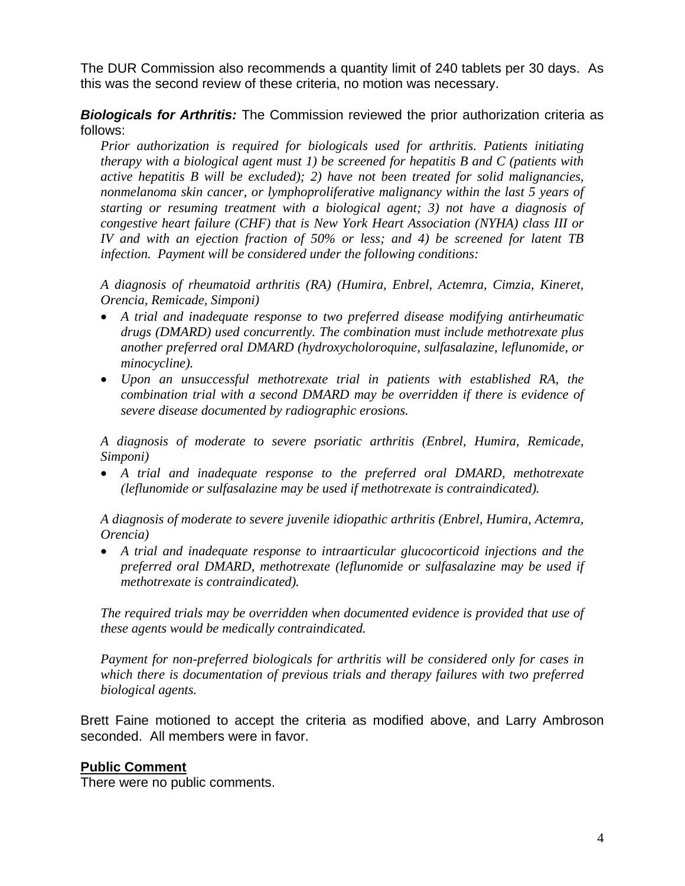The DUR Commission also recommends a quantity limit of 240 tablets per 30 days. As this was the second review of these criteria, no motion was necessary.

***Biologicals for Arthritis:*** The Commission reviewed the prior authorization criteria as follows:

*Prior authorization is required for biologicals used for arthritis. Patients initiating therapy with a biological agent must 1) be screened for hepatitis B and C (patients with active hepatitis B will be excluded); 2) have not been treated for solid malignancies, nonmelanoma skin cancer, or lymphoproliferative malignancy within the last 5 years of starting or resuming treatment with a biological agent; 3) not have a diagnosis of congestive heart failure (CHF) that is New York Heart Association (NYHA) class III or IV and with an ejection fraction of 50% or less; and 4) be screened for latent TB infection. Payment will be considered under the following conditions:*

*A diagnosis of rheumatoid arthritis (RA) (Humira, Enbrel, Actemra, Cimzia, Kineret, Orencia, Remicade, Simponi)*

- *A trial and inadequate response to two preferred disease modifying antirheumatic drugs (DMARD) used concurrently. The combination must include methotrexate plus another preferred oral DMARD (hydroxycholoroquine, sulfasalazine, leflunomide, or minocycline).*
- *Upon an unsuccessful methotrexate trial in patients with established RA, the combination trial with a second DMARD may be overridden if there is evidence of severe disease documented by radiographic erosions.*

*A diagnosis of moderate to severe psoriatic arthritis (Enbrel, Humira, Remicade, Simponi)*

- *A trial and inadequate response to the preferred oral DMARD, methotrexate (leflunomide or sulfasalazine may be used if methotrexate is contraindicated).*

*A diagnosis of moderate to severe juvenile idiopathic arthritis (Enbrel, Humira, Actemra, Orencia)*

- *A trial and inadequate response to intraarticular glucocorticoid injections and the preferred oral DMARD, methotrexate (leflunomide or sulfasalazine may be used if methotrexate is contraindicated).*

*The required trials may be overridden when documented evidence is provided that use of these agents would be medically contraindicated.*

*Payment for non-preferred biologicals for arthritis will be considered only for cases in which there is documentation of previous trials and therapy failures with two preferred biological agents.*

Brett Faine motioned to accept the criteria as modified above, and Larry Ambroson seconded. All members were in favor.

## Public Comment

There were no public comments.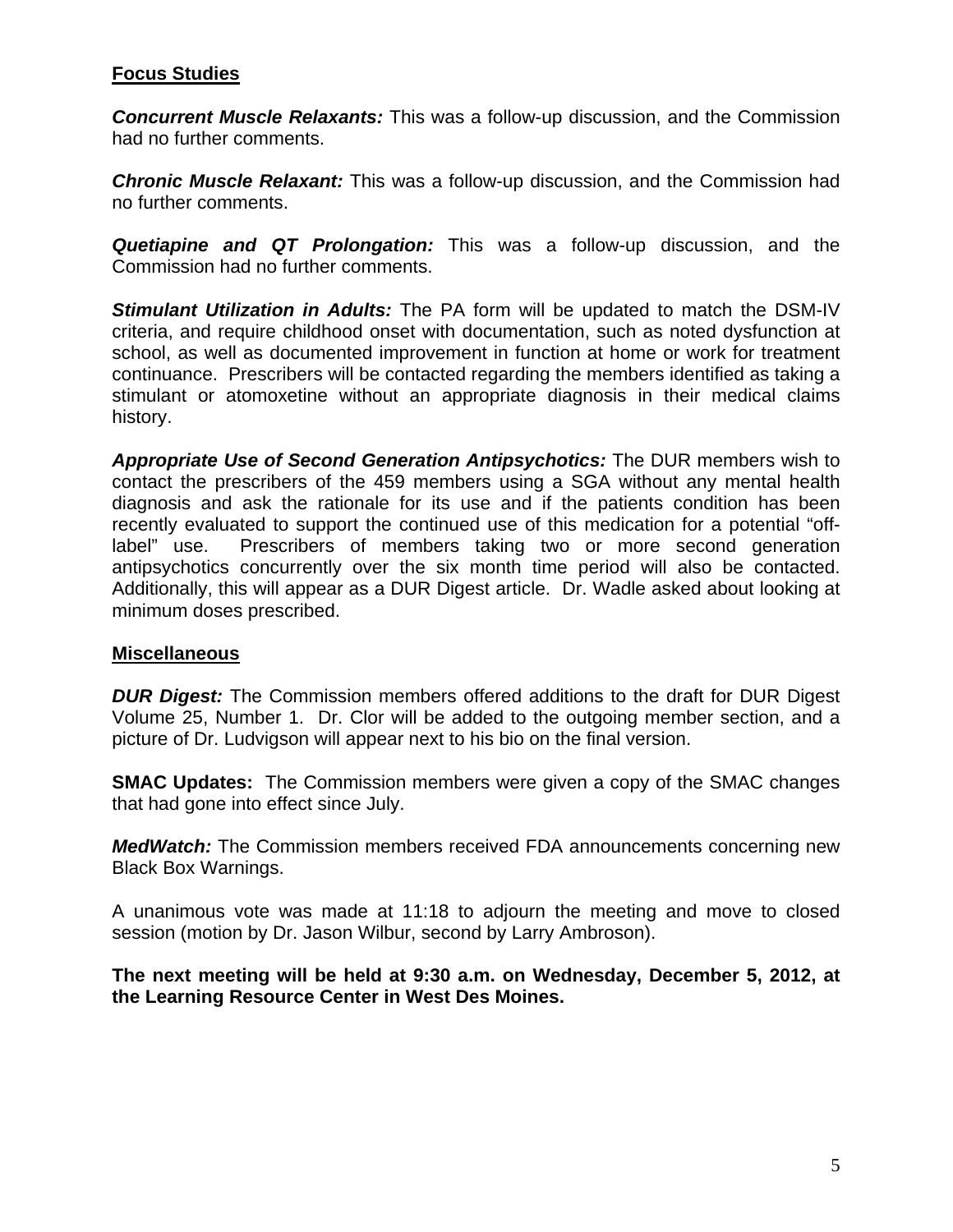## Focus Studies

***Concurrent Muscle Relaxants:*** This was a follow-up discussion, and the Commission had no further comments.

***Chronic Muscle Relaxant:*** This was a follow-up discussion, and the Commission had no further comments.

***Quetiapine and QT Prolongation:*** This was a follow-up discussion, and the Commission had no further comments.

***Stimulant Utilization in Adults:*** The PA form will be updated to match the DSM-IV criteria, and require childhood onset with documentation, such as noted dysfunction at school, as well as documented improvement in function at home or work for treatment continuance. Prescribers will be contacted regarding the members identified as taking a stimulant or atomoxetine without an appropriate diagnosis in their medical claims history.

***Appropriate Use of Second Generation Antipsychotics:*** The DUR members wish to contact the prescribers of the 459 members using a SGA without any mental health diagnosis and ask the rationale for its use and if the patients condition has been recently evaluated to support the continued use of this medication for a potential "off-label" use. Prescribers of members taking two or more second generation antipsychotics concurrently over the six month time period will also be contacted. Additionally, this will appear as a DUR Digest article. Dr. Wadle asked about looking at minimum doses prescribed.

## Miscellaneous

***DUR Digest:*** The Commission members offered additions to the draft for DUR Digest Volume 25, Number 1. Dr. Clor will be added to the outgoing member section, and a picture of Dr. Ludvigson will appear next to his bio on the final version.

**SMAC Updates:** The Commission members were given a copy of the SMAC changes that had gone into effect since July.

***MedWatch:*** The Commission members received FDA announcements concerning new Black Box Warnings.

A unanimous vote was made at 11:18 to adjourn the meeting and move to closed session (motion by Dr. Jason Wilbur, second by Larry Ambroson).

**The next meeting will be held at 9:30 a.m. on Wednesday, December 5, 2012, at the Learning Resource Center in West Des Moines.**